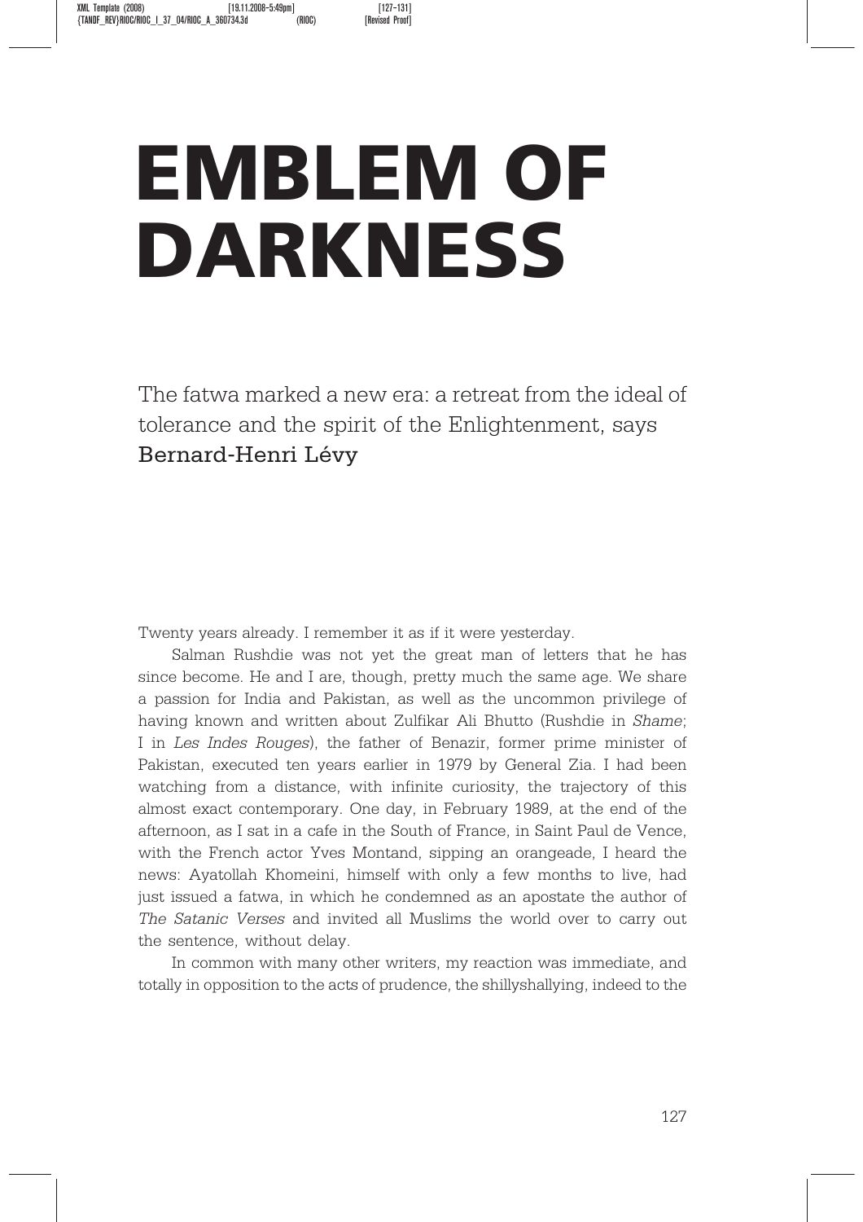# EMBLEM OF DARKNESS

The fatwa marked a new era: a retreat from the ideal of tolerance and the spirit of the Enlightenment, says Bernard-Henri Lévy

Twenty years already. I remember it as if it were yesterday.

Salman Rushdie was not yet the great man of letters that he has since become. He and I are, though, pretty much the same age. We share a passion for India and Pakistan, as well as the uncommon privilege of having known and written about Zulfikar Ali Bhutto (Rushdie in *Shame*; I in *Les Indes Rouges*), the father of Benazir, former prime minister of Pakistan, executed ten years earlier in 1979 by General Zia. I had been watching from a distance, with infinite curiosity, the trajectory of this almost exact contemporary. One day, in February 1989, at the end of the afternoon, as I sat in a cafe in the South of France, in Saint Paul de Vence, with the French actor Yves Montand, sipping an orangeade, I heard the news: Ayatollah Khomeini, himself with only a few months to live, had just issued a fatwa, in which he condemned as an apostate the author of *The Satanic Verses* and invited all Muslims the world over to carry out the sentence, without delay.

In common with many other writers, my reaction was immediate, and totally in opposition to the acts of prudence, the shillyshallying, indeed to the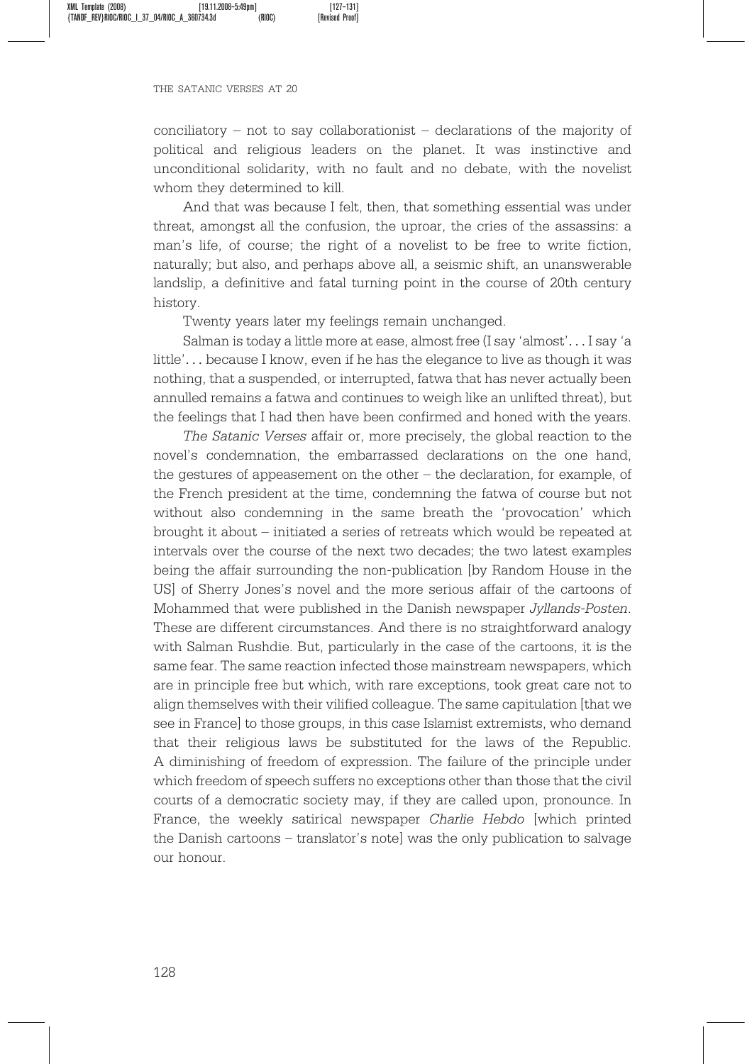conciliatory – not to say collaborationist – declarations of the majority of political and religious leaders on the planet. It was instinctive and unconditional solidarity, with no fault and no debate, with the novelist whom they determined to kill.

And that was because I felt, then, that something essential was under threat, amongst all the confusion, the uproar, the cries of the assassins: a man's life, of course; the right of a novelist to be free to write fiction, naturally; but also, and perhaps above all, a seismic shift, an unanswerable landslip, a definitive and fatal turning point in the course of 20th century history.

Twenty years later my feelings remain unchanged.

Salman is today a little more at ease, almost free (I say 'almost'. . . I say 'a little'. . . because I know, even if he has the elegance to live as though it was nothing, that a suspended, or interrupted, fatwa that has never actually been annulled remains a fatwa and continues to weigh like an unlifted threat), but the feelings that I had then have been confirmed and honed with the years.

*The Satanic Verses* affair or, more precisely, the global reaction to the novel's condemnation, the embarrassed declarations on the one hand, the gestures of appeasement on the other – the declaration, for example, of the French president at the time, condemning the fatwa of course but not without also condemning in the same breath the 'provocation' which brought it about – initiated a series of retreats which would be repeated at intervals over the course of the next two decades; the two latest examples being the affair surrounding the non-publication [by Random House in the US] of Sherry Jones's novel and the more serious affair of the cartoons of Mohammed that were published in the Danish newspaper *Jyllands-Posten*. These are different circumstances. And there is no straightforward analogy with Salman Rushdie. But, particularly in the case of the cartoons, it is the same fear. The same reaction infected those mainstream newspapers, which are in principle free but which, with rare exceptions, took great care not to align themselves with their vilified colleague. The same capitulation [that we see in France] to those groups, in this case Islamist extremists, who demand that their religious laws be substituted for the laws of the Republic. A diminishing of freedom of expression. The failure of the principle under which freedom of speech suffers no exceptions other than those that the civil courts of a democratic society may, if they are called upon, pronounce. In France, the weekly satirical newspaper *Charlie Hebdo* [which printed the Danish cartoons – translator's note] was the only publication to salvage our honour.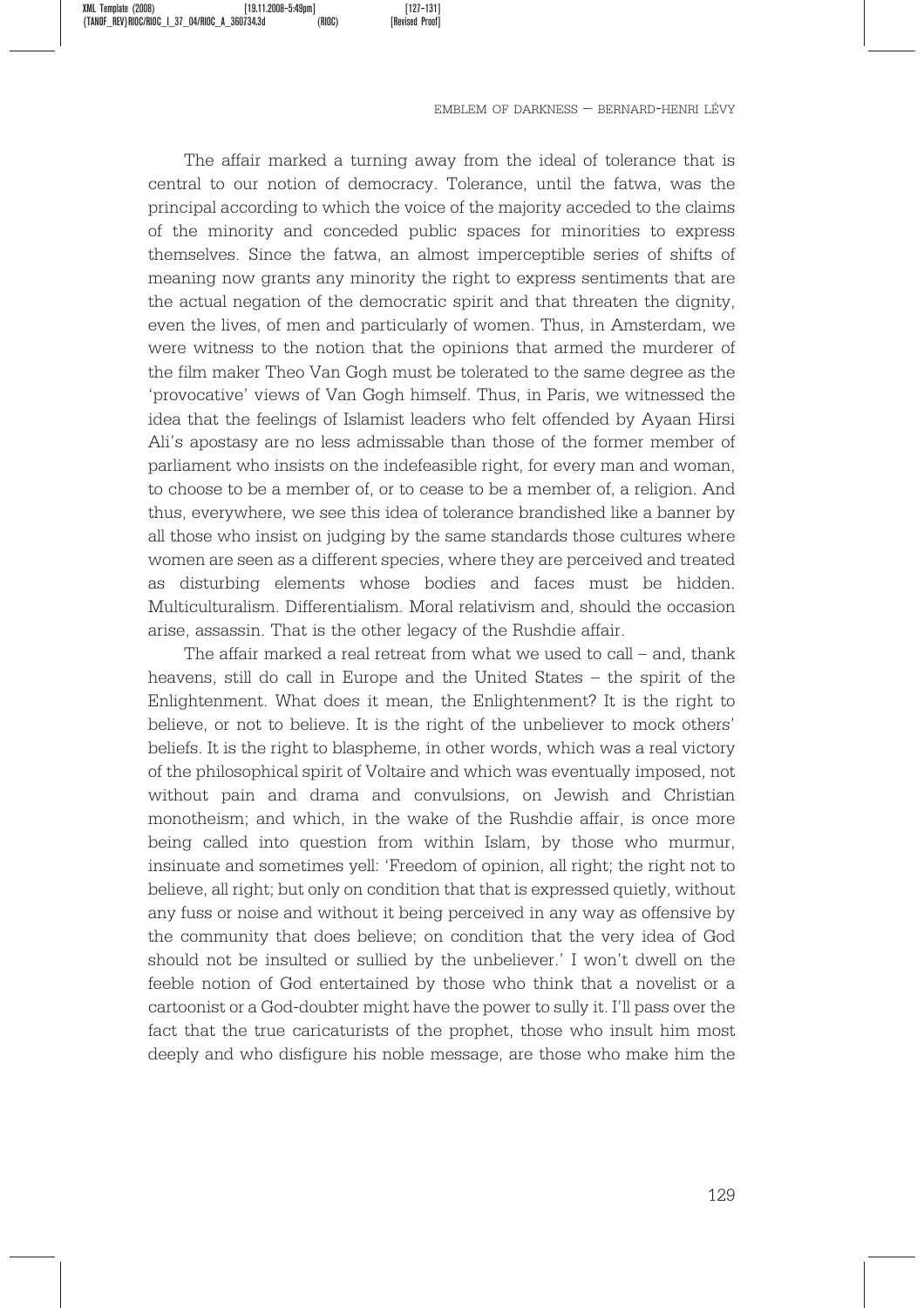The affair marked a turning away from the ideal of tolerance that is central to our notion of democracy. Tolerance, until the fatwa, was the principal according to which the voice of the majority acceded to the claims of the minority and conceded public spaces for minorities to express themselves. Since the fatwa, an almost imperceptible series of shifts of meaning now grants any minority the right to express sentiments that are the actual negation of the democratic spirit and that threaten the dignity, even the lives, of men and particularly of women. Thus, in Amsterdam, we were witness to the notion that the opinions that armed the murderer of the film maker Theo Van Gogh must be tolerated to the same degree as the 'provocative' views of Van Gogh himself. Thus, in Paris, we witnessed the idea that the feelings of Islamist leaders who felt offended by Ayaan Hirsi Ali's apostasy are no less admissable than those of the former member of parliament who insists on the indefeasible right, for every man and woman, to choose to be a member of, or to cease to be a member of, a religion. And thus, everywhere, we see this idea of tolerance brandished like a banner by all those who insist on judging by the same standards those cultures where women are seen as a different species, where they are perceived and treated as disturbing elements whose bodies and faces must be hidden. Multiculturalism. Differentialism. Moral relativism and, should the occasion arise, assassin. That is the other legacy of the Rushdie affair.

The affair marked a real retreat from what we used to call – and, thank heavens, still do call in Europe and the United States – the spirit of the Enlightenment. What does it mean, the Enlightenment? It is the right to believe, or not to believe. It is the right of the unbeliever to mock others' beliefs. It is the right to blaspheme, in other words, which was a real victory of the philosophical spirit of Voltaire and which was eventually imposed, not without pain and drama and convulsions, on Jewish and Christian monotheism; and which, in the wake of the Rushdie affair, is once more being called into question from within Islam, by those who murmur, insinuate and sometimes yell: 'Freedom of opinion, all right; the right not to believe, all right; but only on condition that that is expressed quietly, without any fuss or noise and without it being perceived in any way as offensive by the community that does believe; on condition that the very idea of God should not be insulted or sullied by the unbeliever.' I won't dwell on the feeble notion of God entertained by those who think that a novelist or a cartoonist or a God-doubter might have the power to sully it. I'll pass over the fact that the true caricaturists of the prophet, those who insult him most deeply and who disfigure his noble message, are those who make him the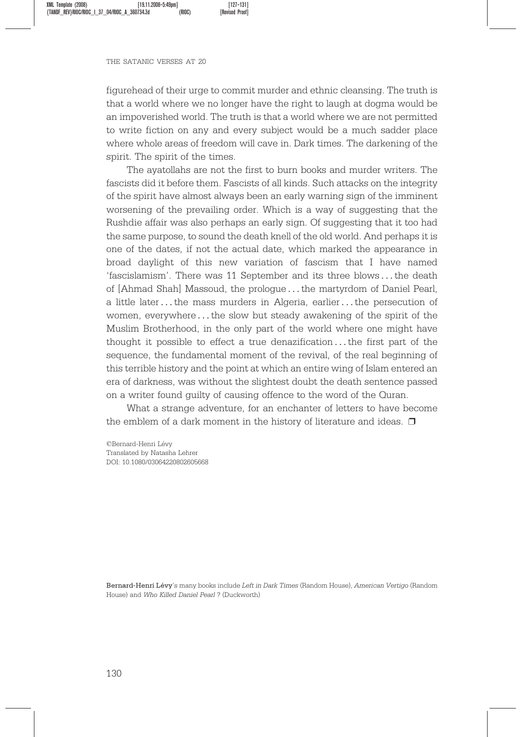figurehead of their urge to commit murder and ethnic cleansing. The truth is that a world where we no longer have the right to laugh at dogma would be an impoverished world. The truth is that a world where we are not permitted to write fiction on any and every subject would be a much sadder place where whole areas of freedom will cave in. Dark times. The darkening of the spirit. The spirit of the times.

The ayatollahs are not the first to burn books and murder writers. The fascists did it before them. Fascists of all kinds. Such attacks on the integrity of the spirit have almost always been an early warning sign of the imminent worsening of the prevailing order. Which is a way of suggesting that the Rushdie affair was also perhaps an early sign. Of suggesting that it too had the same purpose, to sound the death knell of the old world. And perhaps it is one of the dates, if not the actual date, which marked the appearance in broad daylight of this new variation of fascism that I have named 'fascislamism'. There was 11 September and its three blows . . . the death of [Ahmad Shah] Massoud, the prologue . . . the martyrdom of Daniel Pearl, a little later . . . the mass murders in Algeria, earlier . . . the persecution of women, everywhere . . . the slow but steady awakening of the spirit of the Muslim Brotherhood, in the only part of the world where one might have thought it possible to effect a true denazification . . . the first part of the sequence, the fundamental moment of the revival, of the real beginning of this terrible history and the point at which an entire wing of Islam entered an era of darkness, was without the slightest doubt the death sentence passed on a writer found guilty of causing offence to the word of the Quran.

What a strange adventure, for an enchanter of letters to have become the emblem of a dark moment in the history of literature and ideas. ❒

©Bernard-Henri Lévy
Translated by Natasha Lehrer
DOI: 10.1080/03064220802605668

**Bernard-Henri Lévy**'s many books include *Left in Dark Times* (Random House), *American Vertigo* (Random House) and *Who Killed Daniel Pearl* ? (Duckworth)